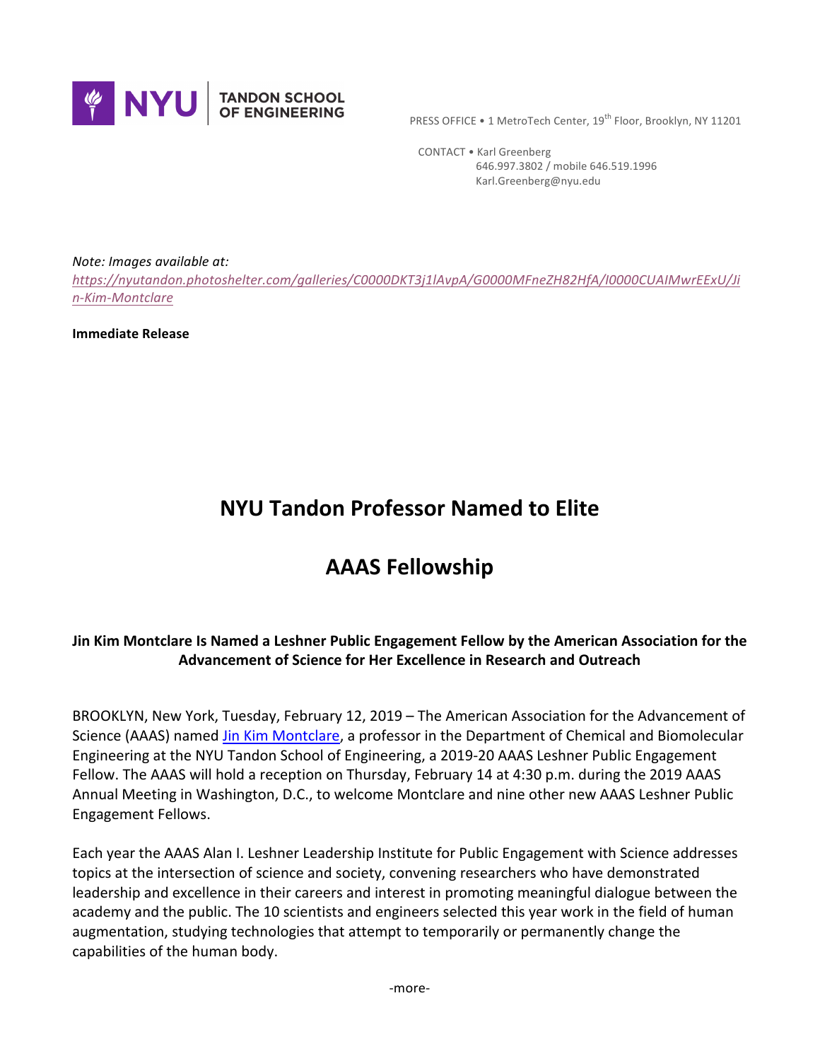NYU TANDON SCHOOL OF ENGINEERING

PRESS OFFICE • 1 MetroTech Center, 19th Floor, Brooklyn, NY 11201

CONTACT • Karl Greenberg
646.997.3802 / mobile 646.519.1996
Karl.Greenberg@nyu.edu

*Note: Images available at:*
*https://nyutandon.photoshelter.com/galleries/C0000DKT3j1lAvpA/G0000MFneZH82HfA/I0000CUAIMwrEExU/Jin-Kim-Montclare*

**Immediate Release**

# NYU Tandon Professor Named to Elite AAAS Fellowship

**Jin Kim Montclare Is Named a Leshner Public Engagement Fellow by the American Association for the Advancement of Science for Her Excellence in Research and Outreach**

BROOKLYN, New York, Tuesday, February 12, 2019 – The American Association for the Advancement of Science (AAAS) named Jin Kim Montclare, a professor in the Department of Chemical and Biomolecular Engineering at the NYU Tandon School of Engineering, a 2019-20 AAAS Leshner Public Engagement Fellow. The AAAS will hold a reception on Thursday, February 14 at 4:30 p.m. during the 2019 AAAS Annual Meeting in Washington, D.C., to welcome Montclare and nine other new AAAS Leshner Public Engagement Fellows.

Each year the AAAS Alan I. Leshner Leadership Institute for Public Engagement with Science addresses topics at the intersection of science and society, convening researchers who have demonstrated leadership and excellence in their careers and interest in promoting meaningful dialogue between the academy and the public. The 10 scientists and engineers selected this year work in the field of human augmentation, studying technologies that attempt to temporarily or permanently change the capabilities of the human body.

-more-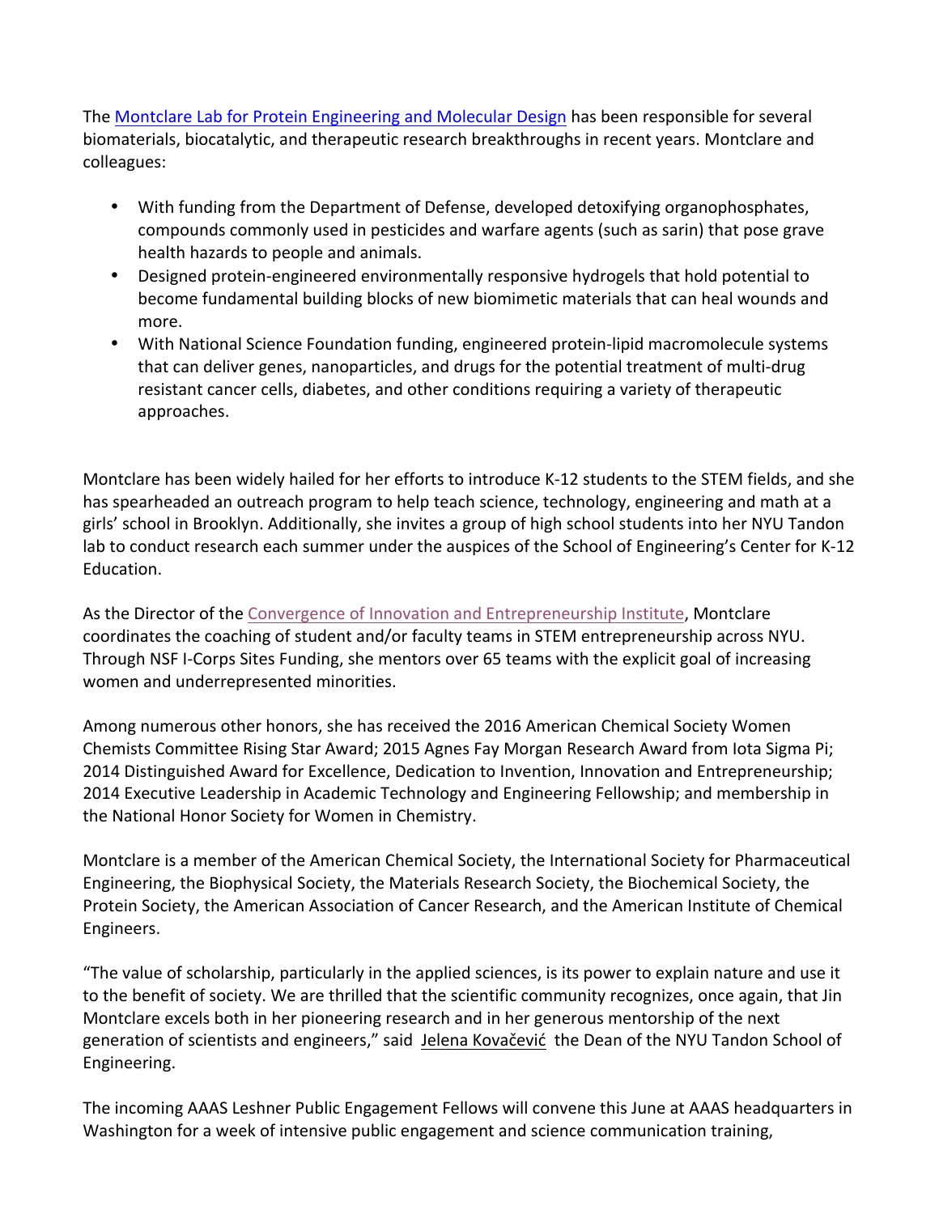The [Montclare Lab for Protein Engineering and Molecular Design](#) has been responsible for several biomaterials, biocatalytic, and therapeutic research breakthroughs in recent years. Montclare and colleagues:

- With funding from the Department of Defense, developed detoxifying organophosphates, compounds commonly used in pesticides and warfare agents (such as sarin) that pose grave health hazards to people and animals.
- Designed protein-engineered environmentally responsive hydrogels that hold potential to become fundamental building blocks of new biomimetic materials that can heal wounds and more.
- With National Science Foundation funding, engineered protein-lipid macromolecule systems that can deliver genes, nanoparticles, and drugs for the potential treatment of multi-drug resistant cancer cells, diabetes, and other conditions requiring a variety of therapeutic approaches.

Montclare has been widely hailed for her efforts to introduce K-12 students to the STEM fields, and she has spearheaded an outreach program to help teach science, technology, engineering and math at a girls' school in Brooklyn. Additionally, she invites a group of high school students into her NYU Tandon lab to conduct research each summer under the auspices of the School of Engineering's Center for K-12 Education.

As the Director of the [Convergence of Innovation and Entrepreneurship Institute](#), Montclare coordinates the coaching of student and/or faculty teams in STEM entrepreneurship across NYU. Through NSF I-Corps Sites Funding, she mentors over 65 teams with the explicit goal of increasing women and underrepresented minorities.

Among numerous other honors, she has received the 2016 American Chemical Society Women Chemists Committee Rising Star Award; 2015 Agnes Fay Morgan Research Award from Iota Sigma Pi; 2014 Distinguished Award for Excellence, Dedication to Invention, Innovation and Entrepreneurship; 2014 Executive Leadership in Academic Technology and Engineering Fellowship; and membership in the National Honor Society for Women in Chemistry.

Montclare is a member of the American Chemical Society, the International Society for Pharmaceutical Engineering, the Biophysical Society, the Materials Research Society, the Biochemical Society, the Protein Society, the American Association of Cancer Research, and the American Institute of Chemical Engineers.

"The value of scholarship, particularly in the applied sciences, is its power to explain nature and use it to the benefit of society. We are thrilled that the scientific community recognizes, once again, that Jin Montclare excels both in her pioneering research and in her generous mentorship of the next generation of scientists and engineers," said Jelena Kovačević the Dean of the NYU Tandon School of Engineering.

The incoming AAAS Leshner Public Engagement Fellows will convene this June at AAAS headquarters in Washington for a week of intensive public engagement and science communication training,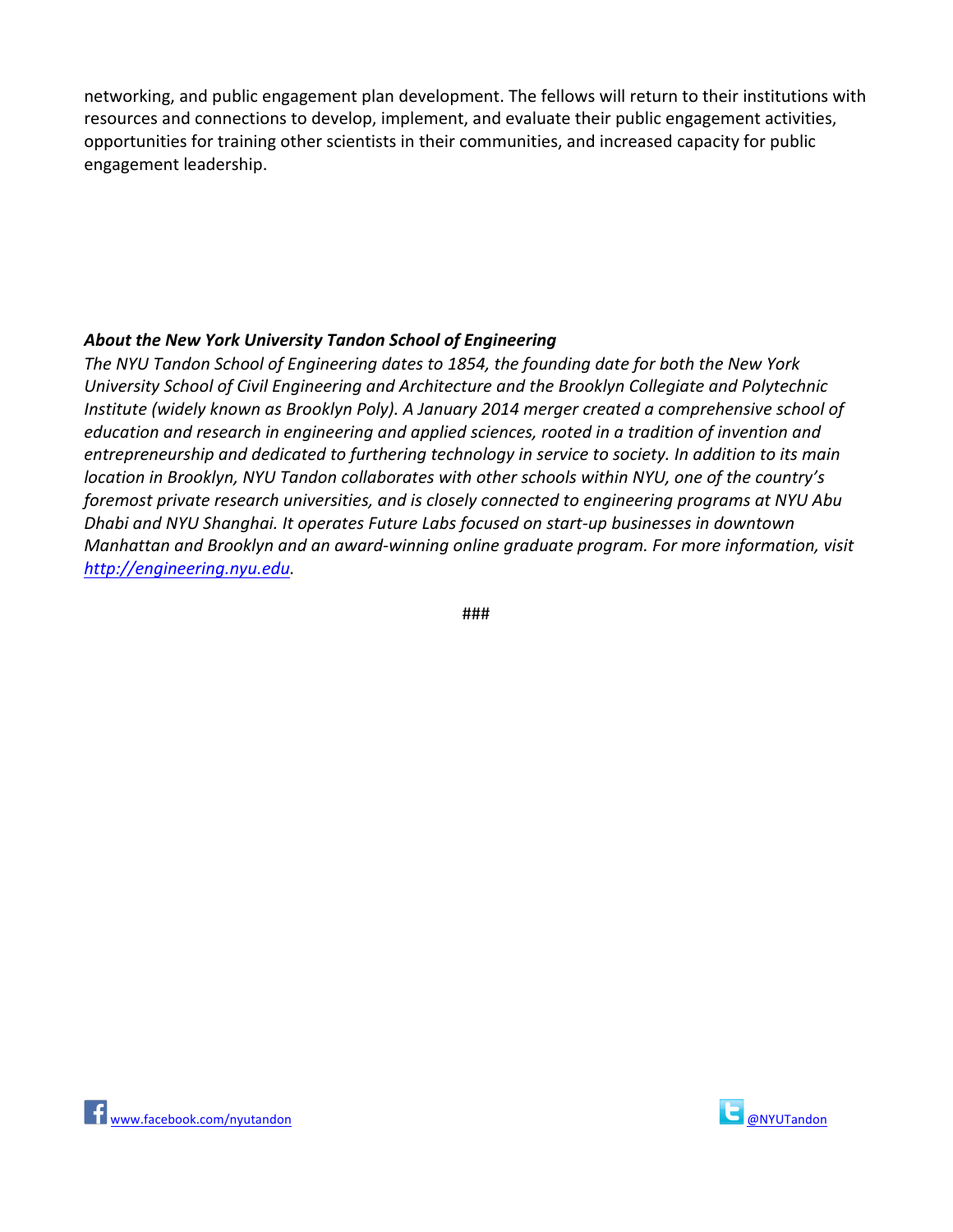networking, and public engagement plan development. The fellows will return to their institutions with resources and connections to develop, implement, and evaluate their public engagement activities, opportunities for training other scientists in their communities, and increased capacity for public engagement leadership.

***About the New York University Tandon School of Engineering***

*The NYU Tandon School of Engineering dates to 1854, the founding date for both the New York University School of Civil Engineering and Architecture and the Brooklyn Collegiate and Polytechnic Institute (widely known as Brooklyn Poly). A January 2014 merger created a comprehensive school of education and research in engineering and applied sciences, rooted in a tradition of invention and entrepreneurship and dedicated to furthering technology in service to society. In addition to its main location in Brooklyn, NYU Tandon collaborates with other schools within NYU, one of the country's foremost private research universities, and is closely connected to engineering programs at NYU Abu Dhabi and NYU Shanghai. It operates Future Labs focused on start-up businesses in downtown Manhattan and Brooklyn and an award-winning online graduate program. For more information, visit [http://engineering.nyu.edu](http://engineering.nyu.edu).*

###

[www.facebook.com/nyutandon](http://www.facebook.com/nyutandon) [@NYUTandon](https://twitter.com/NYUTandon)